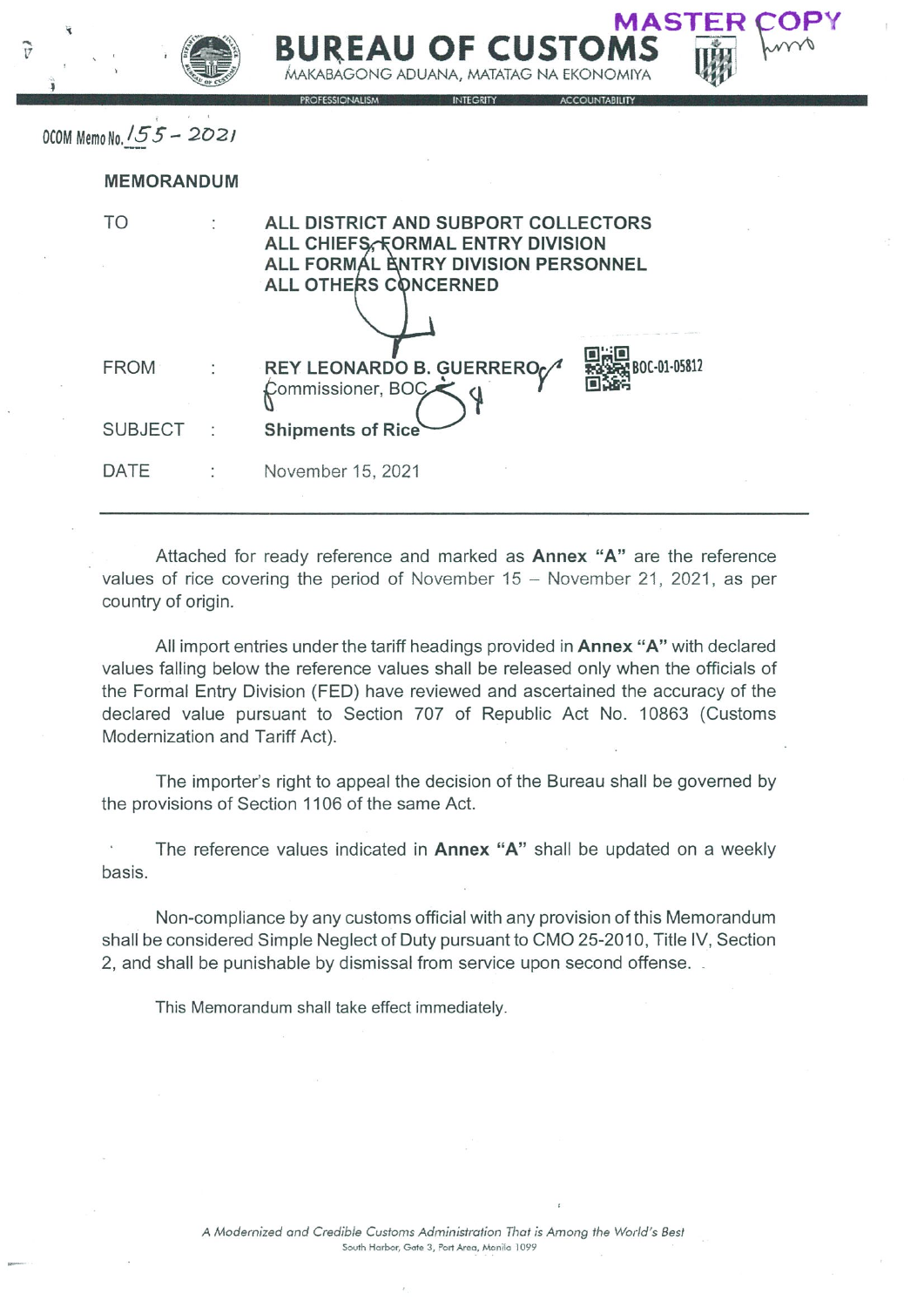**MASTER COPY**

# BUREAU OF CUSTOMS

MAKABAGONG ADUANA, MATATAG NA EKONOMIYA

PROFESSIONALISM INTEGRITY ACCOUNTABILITY

OCOM Memo No. 155 - 2021

## MEMORANDUM

| | | |
|---|---|---|
| TO | : | **ALL DISTRICT AND SUBPORT COLLECTORS**<br>**ALL CHIEFS, FORMAL ENTRY DIVISION**<br>**ALL FORMAL ENTRY DIVISION PERSONNEL**<br>**ALL OTHERS CONCERNED** |
| FROM | : | **REY LEONARDO B. GUERRERO**<br>Commissioner, BOC |
| SUBJECT | : | **Shipments of Rice** |
| DATE | : | November 15, 2021 |

BOC-01-05812

---

Attached for ready reference and marked as **Annex "A"** are the reference values of rice covering the period of November 15 – November 21, 2021, as per country of origin.

All import entries under the tariff headings provided in **Annex "A"** with declared values falling below the reference values shall be released only when the officials of the Formal Entry Division (FED) have reviewed and ascertained the accuracy of the declared value pursuant to Section 707 of Republic Act No. 10863 (Customs Modernization and Tariff Act).

The importer's right to appeal the decision of the Bureau shall be governed by the provisions of Section 1106 of the same Act.

The reference values indicated in **Annex "A"** shall be updated on a weekly basis.

Non-compliance by any customs official with any provision of this Memorandum shall be considered Simple Neglect of Duty pursuant to CMO 25-2010, Title IV, Section 2, and shall be punishable by dismissal from service upon second offense.

This Memorandum shall take effect immediately.

*A Modernized and Credible Customs Administration That is Among the World's Best*

South Harbor, Gate 3, Port Area, Manila 1099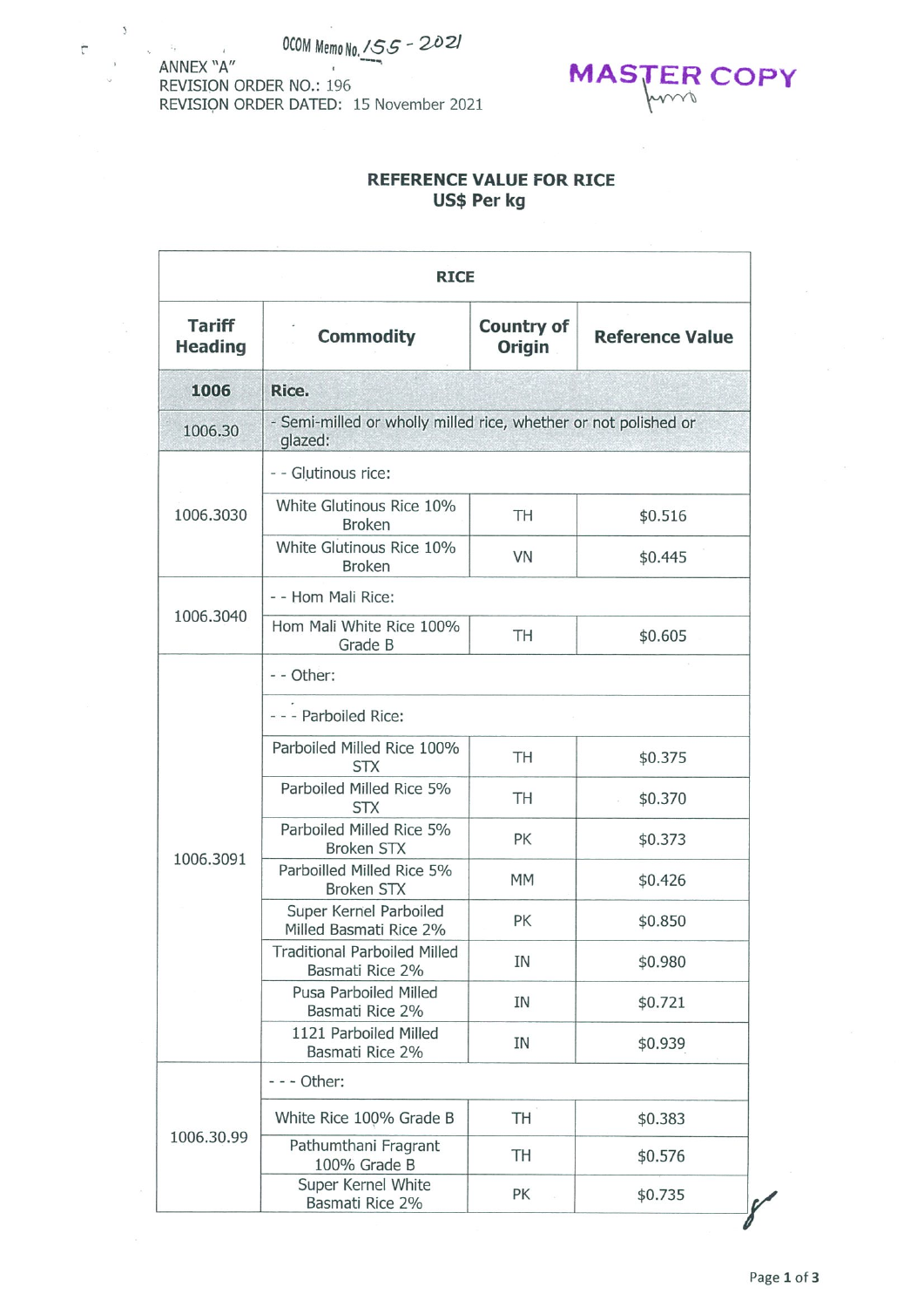OCOM Memo No. 155 - 2021

ANNEX "A"
REVISION ORDER NO.: 196
REVISION ORDER DATED: 15 November 2021

MASTER COPY

## REFERENCE VALUE FOR RICE
**US$ Per kg**

| RICE | | | |
|---|---|---|---|
| **Tariff Heading** | **Commodity** | **Country of Origin** | **Reference Value** |
| **1006** | **Rice.** | | |
| 1006.30 | - Semi-milled or wholly milled rice, whether or not polished or glazed: | | |
| 1006.3030 | - - Glutinous rice: | | |
| | White Glutinous Rice 10% Broken | TH | $0.516 |
| | White Glutinous Rice 10% Broken | VN | $0.445 |
| 1006.3040 | - - Hom Mali Rice: | | |
| | Hom Mali White Rice 100% Grade B | TH | $0.605 |
| 1006.3091 | - - Other: | | |
| | - - - Parboiled Rice: | | |
| | Parboiled Milled Rice 100% STX | TH | $0.375 |
| | Parboiled Milled Rice 5% STX | TH | $0.370 |
| | Parboiled Milled Rice 5% Broken STX | PK | $0.373 |
| | Parboilled Milled Rice 5% Broken STX | MM | $0.426 |
| | Super Kernel Parboiled Milled Basmati Rice 2% | PK | $0.850 |
| | Traditional Parboiled Milled Basmati Rice 2% | IN | $0.980 |
| | Pusa Parboiled Milled Basmati Rice 2% | IN | $0.721 |
| | 1121 Parboiled Milled Basmati Rice 2% | IN | $0.939 |
| 1006.30.99 | - - - Other: | | |
| | White Rice 100% Grade B | TH | $0.383 |
| | Pathumthani Fragrant 100% Grade B | TH | $0.576 |
| | Super Kernel White Basmati Rice 2% | PK | $0.735 |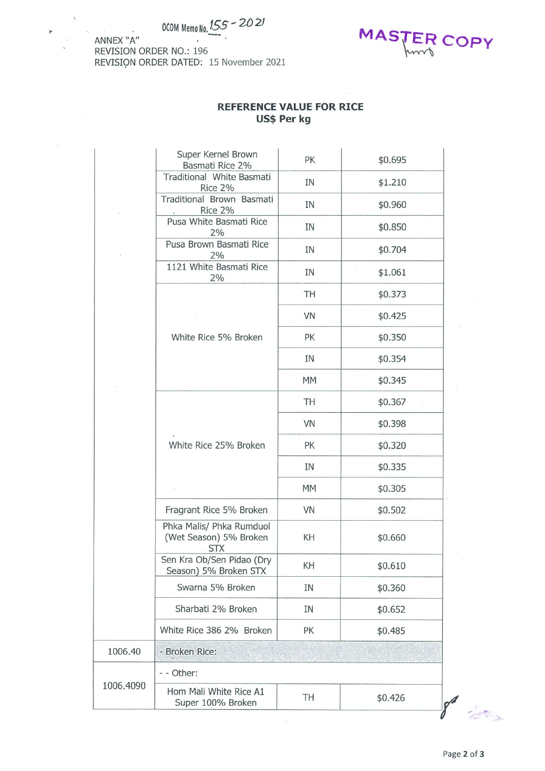OCOM Memo No. 155 - 2021

ANNEX "A"
REVISION ORDER NO.: 196
REVISION ORDER DATED: 15 November 2021

MASTER COPY

## REFERENCE VALUE FOR RICE
## US$ Per kg

| | | | |
|---|---|---|---|
| | Super Kernel Brown Basmati Rice 2% | PK | $0.695 |
| | Traditional White Basmati Rice 2% | IN | $1.210 |
| | Traditional Brown Basmati Rice 2% | IN | $0.960 |
| | Pusa White Basmati Rice 2% | IN | $0.850 |
| | Pusa Brown Basmati Rice 2% | IN | $0.704 |
| | 1121 White Basmati Rice 2% | IN | $1.061 |
| | White Rice 5% Broken | TH | $0.373 |
| | | VN | $0.425 |
| | | PK | $0.350 |
| | | IN | $0.354 |
| | | MM | $0.345 |
| | White Rice 25% Broken | TH | $0.367 |
| | | VN | $0.398 |
| | | PK | $0.320 |
| | | IN | $0.335 |
| | | MM | $0.305 |
| | Fragrant Rice 5% Broken | VN | $0.502 |
| | Phka Malis/ Phka Rumduol (Wet Season) 5% Broken STX | KH | $0.660 |
| | Sen Kra Ob/Sen Pidao (Dry Season) 5% Broken STX | KH | $0.610 |
| | Swarna 5% Broken | IN | $0.360 |
| | Sharbati 2% Broken | IN | $0.652 |
| | White Rice 386 2% Broken | PK | $0.485 |
| 1006.40 | - Broken Rice: | | |
| 1006.4090 | - - Other: | | |
| | Hom Mali White Rice A1 Super 100% Broken | TH | $0.426 |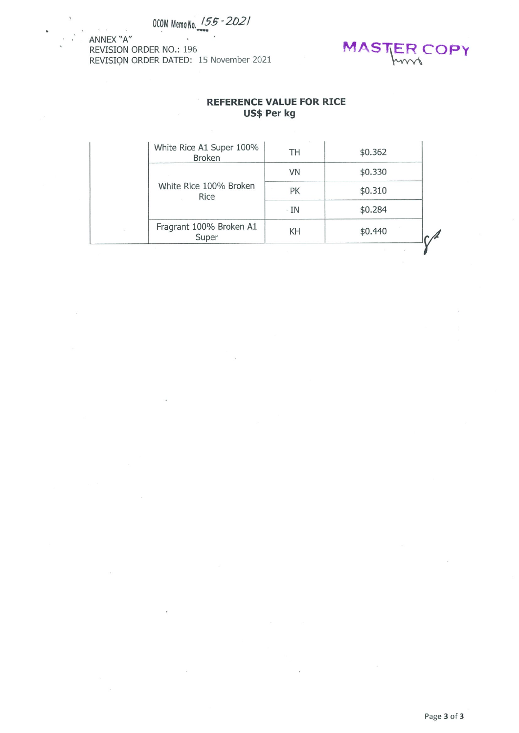OCOM Memo No. 155-2021

ANNEX "A"
REVISION ORDER NO.: 196
REVISION ORDER DATED: 15 November 2021

MASTER COPY

## REFERENCE VALUE FOR RICE
**US$ Per kg**

| | | | |
|---|---|---|---|
| | White Rice A1 Super 100% Broken | TH | $0.362 |
| | White Rice 100% Broken Rice | VN | $0.330 |
| | | PK | $0.310 |
| | | IN | $0.284 |
| | Fragrant 100% Broken A1 Super | KH | $0.440 |